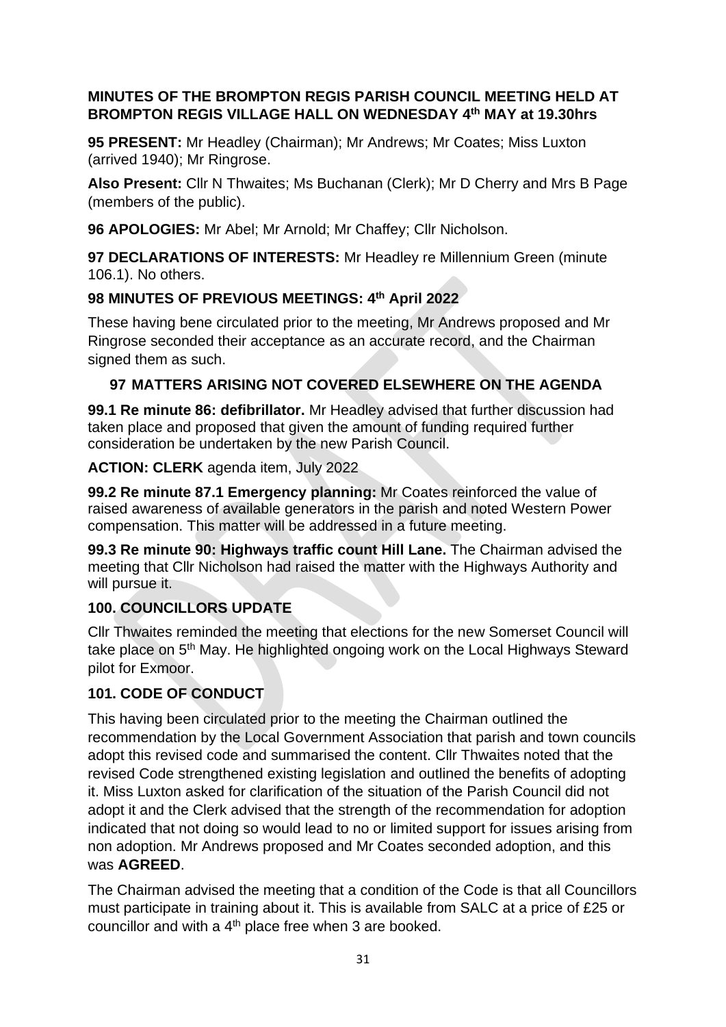**MINUTES OF THE BROMPTON REGIS PARISH COUNCIL MEETING HELD AT BROMPTON REGIS VILLAGE HALL ON WEDNESDAY 4th MAY at 19.30hrs**

**95 PRESENT:** Mr Headley (Chairman); Mr Andrews; Mr Coates; Miss Luxton (arrived 1940); Mr Ringrose.

**Also Present:** Cllr N Thwaites; Ms Buchanan (Clerk); Mr D Cherry and Mrs B Page (members of the public).

**96 APOLOGIES:** Mr Abel; Mr Arnold; Mr Chaffey; Cllr Nicholson.

**97 DECLARATIONS OF INTERESTS:** Mr Headley re Millennium Green (minute 106.1). No others.

**98 MINUTES OF PREVIOUS MEETINGS: 4th April 2022**

These having bene circulated prior to the meeting, Mr Andrews proposed and Mr Ringrose seconded their acceptance as an accurate record, and the Chairman signed them as such.

**97 MATTERS ARISING NOT COVERED ELSEWHERE ON THE AGENDA**

**99.1 Re minute 86: defibrillator.** Mr Headley advised that further discussion had taken place and proposed that given the amount of funding required further consideration be undertaken by the new Parish Council.

**ACTION: CLERK** agenda item, July 2022

**99.2 Re minute 87.1 Emergency planning:** Mr Coates reinforced the value of raised awareness of available generators in the parish and noted Western Power compensation. This matter will be addressed in a future meeting.

**99.3 Re minute 90: Highways traffic count Hill Lane.** The Chairman advised the meeting that Cllr Nicholson had raised the matter with the Highways Authority and will pursue it.

**100. COUNCILLORS UPDATE**

Cllr Thwaites reminded the meeting that elections for the new Somerset Council will take place on 5th May. He highlighted ongoing work on the Local Highways Steward pilot for Exmoor.

**101. CODE OF CONDUCT**

This having been circulated prior to the meeting the Chairman outlined the recommendation by the Local Government Association that parish and town councils adopt this revised code and summarised the content. Cllr Thwaites noted that the revised Code strengthened existing legislation and outlined the benefits of adopting it. Miss Luxton asked for clarification of the situation of the Parish Council did not adopt it and the Clerk advised that the strength of the recommendation for adoption indicated that not doing so would lead to no or limited support for issues arising from non adoption. Mr Andrews proposed and Mr Coates seconded adoption, and this was **AGREED**.

The Chairman advised the meeting that a condition of the Code is that all Councillors must participate in training about it. This is available from SALC at a price of £25 or councillor and with a 4th place free when 3 are booked.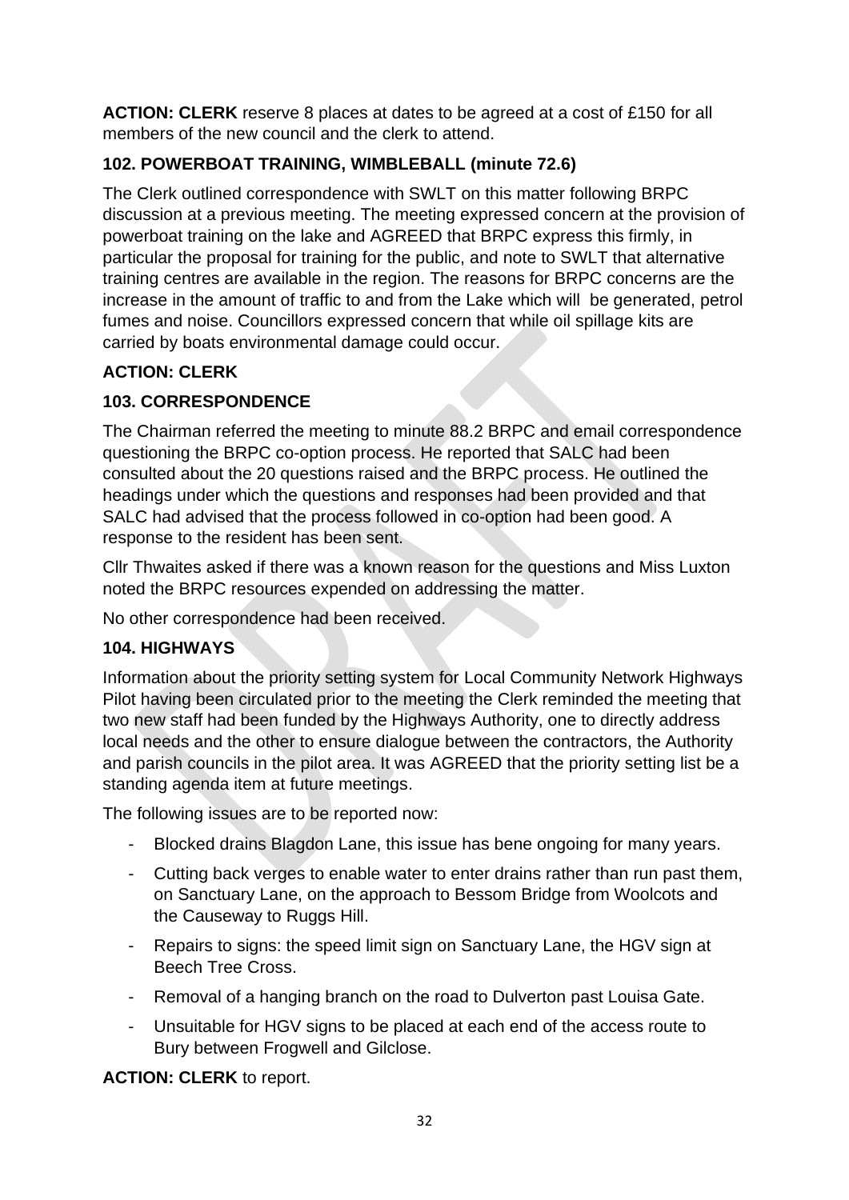**ACTION: CLERK** reserve 8 places at dates to be agreed at a cost of £150 for all members of the new council and the clerk to attend.

### 102. POWERBOAT TRAINING, WIMBLEBALL (minute 72.6)

The Clerk outlined correspondence with SWLT on this matter following BRPC discussion at a previous meeting. The meeting expressed concern at the provision of powerboat training on the lake and AGREED that BRPC express this firmly, in particular the proposal for training for the public, and note to SWLT that alternative training centres are available in the region. The reasons for BRPC concerns are the increase in the amount of traffic to and from the Lake which will be generated, petrol fumes and noise. Councillors expressed concern that while oil spillage kits are carried by boats environmental damage could occur.

**ACTION: CLERK**

### 103. CORRESPONDENCE

The Chairman referred the meeting to minute 88.2 BRPC and email correspondence questioning the BRPC co-option process. He reported that SALC had been consulted about the 20 questions raised and the BRPC process. He outlined the headings under which the questions and responses had been provided and that SALC had advised that the process followed in co-option had been good. A response to the resident has been sent.

Cllr Thwaites asked if there was a known reason for the questions and Miss Luxton noted the BRPC resources expended on addressing the matter.

No other correspondence had been received.

### 104. HIGHWAYS

Information about the priority setting system for Local Community Network Highways Pilot having been circulated prior to the meeting the Clerk reminded the meeting that two new staff had been funded by the Highways Authority, one to directly address local needs and the other to ensure dialogue between the contractors, the Authority and parish councils in the pilot area. It was AGREED that the priority setting list be a standing agenda item at future meetings.

The following issues are to be reported now:

- Blocked drains Blagdon Lane, this issue has bene ongoing for many years.
- Cutting back verges to enable water to enter drains rather than run past them, on Sanctuary Lane, on the approach to Bessom Bridge from Woolcots and the Causeway to Ruggs Hill.
- Repairs to signs: the speed limit sign on Sanctuary Lane, the HGV sign at Beech Tree Cross.
- Removal of a hanging branch on the road to Dulverton past Louisa Gate.
- Unsuitable for HGV signs to be placed at each end of the access route to Bury between Frogwell and Gilclose.

**ACTION: CLERK** to report.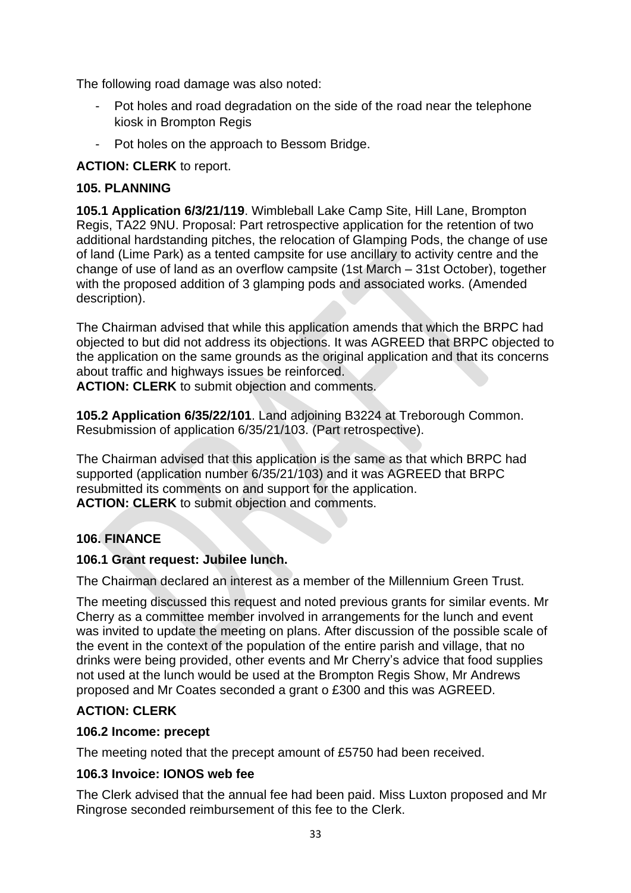The following road damage was also noted:

- Pot holes and road degradation on the side of the road near the telephone kiosk in Brompton Regis
- Pot holes on the approach to Bessom Bridge.

**ACTION: CLERK** to report.

**105. PLANNING**

**105.1 Application 6/3/21/119**. Wimbleball Lake Camp Site, Hill Lane, Brompton Regis, TA22 9NU. Proposal: Part retrospective application for the retention of two additional hardstanding pitches, the relocation of Glamping Pods, the change of use of land (Lime Park) as a tented campsite for use ancillary to activity centre and the change of use of land as an overflow campsite (1st March – 31st October), together with the proposed addition of 3 glamping pods and associated works. (Amended description).

The Chairman advised that while this application amends that which the BRPC had objected to but did not address its objections. It was AGREED that BRPC objected to the application on the same grounds as the original application and that its concerns about traffic and highways issues be reinforced.
**ACTION: CLERK** to submit objection and comments.

**105.2 Application 6/35/22/101**. Land adjoining B3224 at Treborough Common. Resubmission of application 6/35/21/103. (Part retrospective).

The Chairman advised that this application is the same as that which BRPC had supported (application number 6/35/21/103) and it was AGREED that BRPC resubmitted its comments on and support for the application.
**ACTION: CLERK** to submit objection and comments.

**106. FINANCE**

**106.1 Grant request: Jubilee lunch.**

The Chairman declared an interest as a member of the Millennium Green Trust.

The meeting discussed this request and noted previous grants for similar events. Mr Cherry as a committee member involved in arrangements for the lunch and event was invited to update the meeting on plans. After discussion of the possible scale of the event in the context of the population of the entire parish and village, that no drinks were being provided, other events and Mr Cherry's advice that food supplies not used at the lunch would be used at the Brompton Regis Show, Mr Andrews proposed and Mr Coates seconded a grant o £300 and this was AGREED.

**ACTION: CLERK**

**106.2 Income: precept**

The meeting noted that the precept amount of £5750 had been received.

**106.3 Invoice: IONOS web fee**

The Clerk advised that the annual fee had been paid. Miss Luxton proposed and Mr Ringrose seconded reimbursement of this fee to the Clerk.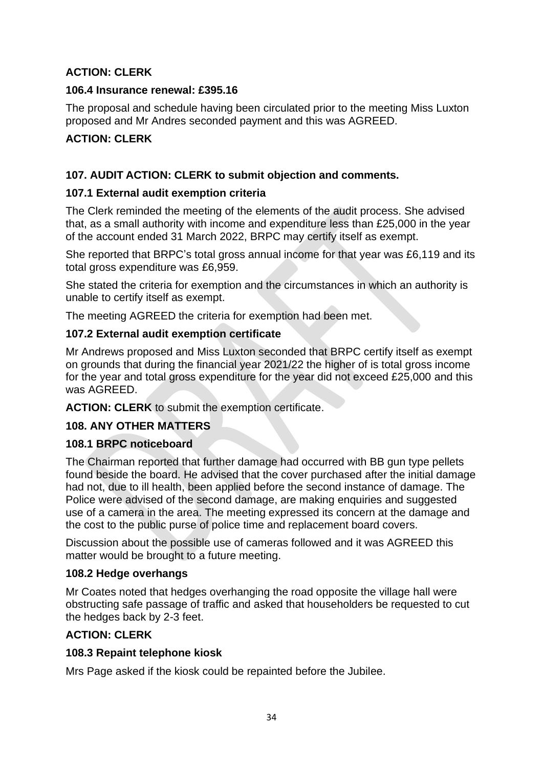**ACTION: CLERK**

**106.4 Insurance renewal: £395.16**

The proposal and schedule having been circulated prior to the meeting Miss Luxton proposed and Mr Andres seconded payment and this was AGREED.

**ACTION: CLERK**

**107. AUDIT ACTION: CLERK to submit objection and comments.**

**107.1 External audit exemption criteria**

The Clerk reminded the meeting of the elements of the audit process. She advised that, as a small authority with income and expenditure less than £25,000 in the year of the account ended 31 March 2022, BRPC may certify itself as exempt.

She reported that BRPC's total gross annual income for that year was £6,119 and its total gross expenditure was £6,959.

She stated the criteria for exemption and the circumstances in which an authority is unable to certify itself as exempt.

The meeting AGREED the criteria for exemption had been met.

**107.2 External audit exemption certificate**

Mr Andrews proposed and Miss Luxton seconded that BRPC certify itself as exempt on grounds that during the financial year 2021/22 the higher of is total gross income for the year and total gross expenditure for the year did not exceed £25,000 and this was AGREED.

**ACTION: CLERK** to submit the exemption certificate.

**108. ANY OTHER MATTERS**

**108.1 BRPC noticeboard**

The Chairman reported that further damage had occurred with BB gun type pellets found beside the board. He advised that the cover purchased after the initial damage had not, due to ill health, been applied before the second instance of damage. The Police were advised of the second damage, are making enquiries and suggested use of a camera in the area. The meeting expressed its concern at the damage and the cost to the public purse of police time and replacement board covers.

Discussion about the possible use of cameras followed and it was AGREED this matter would be brought to a future meeting.

**108.2 Hedge overhangs**

Mr Coates noted that hedges overhanging the road opposite the village hall were obstructing safe passage of traffic and asked that householders be requested to cut the hedges back by 2-3 feet.

**ACTION: CLERK**

**108.3 Repaint telephone kiosk**

Mrs Page asked if the kiosk could be repainted before the Jubilee.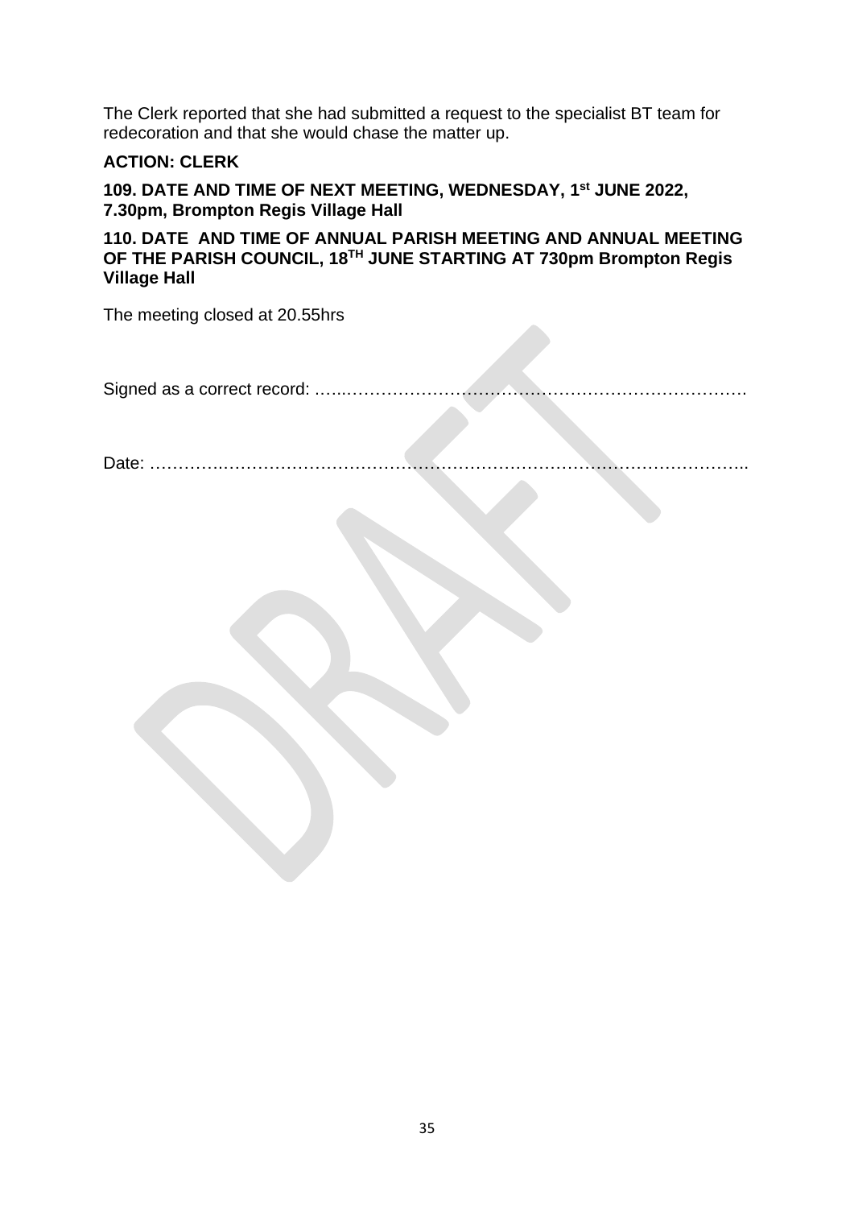The Clerk reported that she had submitted a request to the specialist BT team for redecoration and that she would chase the matter up.

**ACTION: CLERK**

**109. DATE AND TIME OF NEXT MEETING, WEDNESDAY, 1st JUNE 2022, 7.30pm, Brompton Regis Village Hall**

**110. DATE AND TIME OF ANNUAL PARISH MEETING AND ANNUAL MEETING OF THE PARISH COUNCIL, 18TH JUNE STARTING AT 730pm Brompton Regis Village Hall**

The meeting closed at 20.55hrs

Signed as a correct record: ……………………………………………………………………

Date: ……………………………………………………………………………………………..